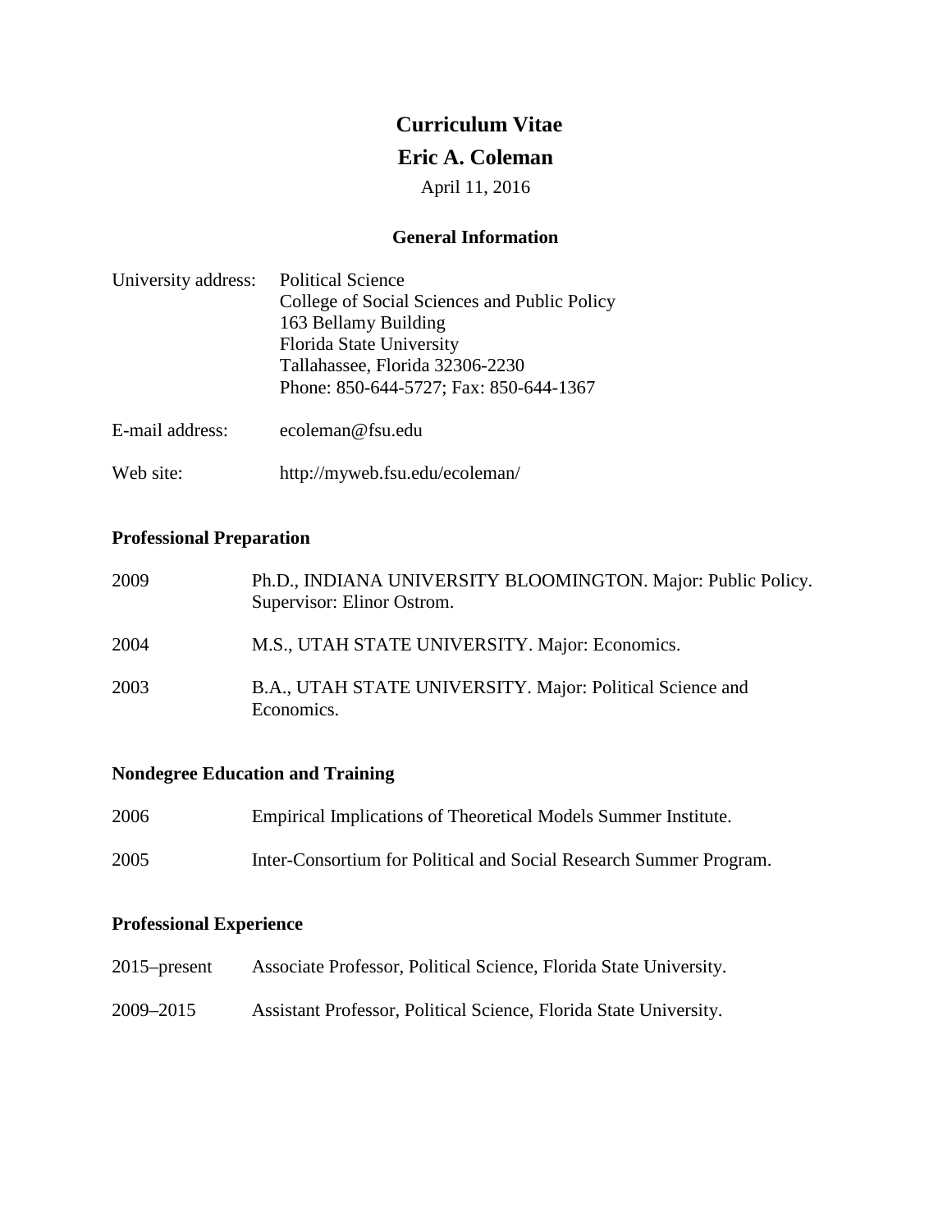# Curriculum Vitae

# Eric A. Coleman

April 11, 2016

## General Information

University address: Political Science
College of Social Sciences and Public Policy
163 Bellamy Building
Florida State University
Tallahassee, Florida 32306-2230
Phone: 850-644-5727; Fax: 850-644-1367

E-mail address: ecoleman@fsu.edu

Web site: http://myweb.fsu.edu/ecoleman/

### Professional Preparation

2009 Ph.D., INDIANA UNIVERSITY BLOOMINGTON. Major: Public Policy. Supervisor: Elinor Ostrom.

2004 M.S., UTAH STATE UNIVERSITY. Major: Economics.

2003 B.A., UTAH STATE UNIVERSITY. Major: Political Science and Economics.

### Nondegree Education and Training

2006 Empirical Implications of Theoretical Models Summer Institute.

2005 Inter-Consortium for Political and Social Research Summer Program.

### Professional Experience

2015–present Associate Professor, Political Science, Florida State University.

2009–2015 Assistant Professor, Political Science, Florida State University.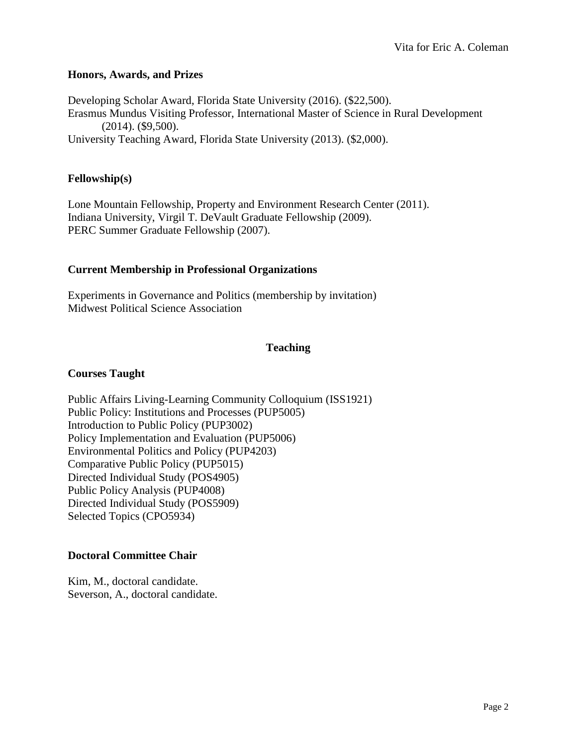### Honors, Awards, and Prizes

Developing Scholar Award, Florida State University (2016). ($22,500).
Erasmus Mundus Visiting Professor, International Master of Science in Rural Development (2014). ($9,500).
University Teaching Award, Florida State University (2013). ($2,000).

### Fellowship(s)

Lone Mountain Fellowship, Property and Environment Research Center (2011).
Indiana University, Virgil T. DeVault Graduate Fellowship (2009).
PERC Summer Graduate Fellowship (2007).

### Current Membership in Professional Organizations

Experiments in Governance and Politics (membership by invitation)
Midwest Political Science Association

## Teaching

### Courses Taught

Public Affairs Living-Learning Community Colloquium (ISS1921)
Public Policy: Institutions and Processes (PUP5005)
Introduction to Public Policy (PUP3002)
Policy Implementation and Evaluation (PUP5006)
Environmental Politics and Policy (PUP4203)
Comparative Public Policy (PUP5015)
Directed Individual Study (POS4905)
Public Policy Analysis (PUP4008)
Directed Individual Study (POS5909)
Selected Topics (CPO5934)

### Doctoral Committee Chair

Kim, M., doctoral candidate.
Severson, A., doctoral candidate.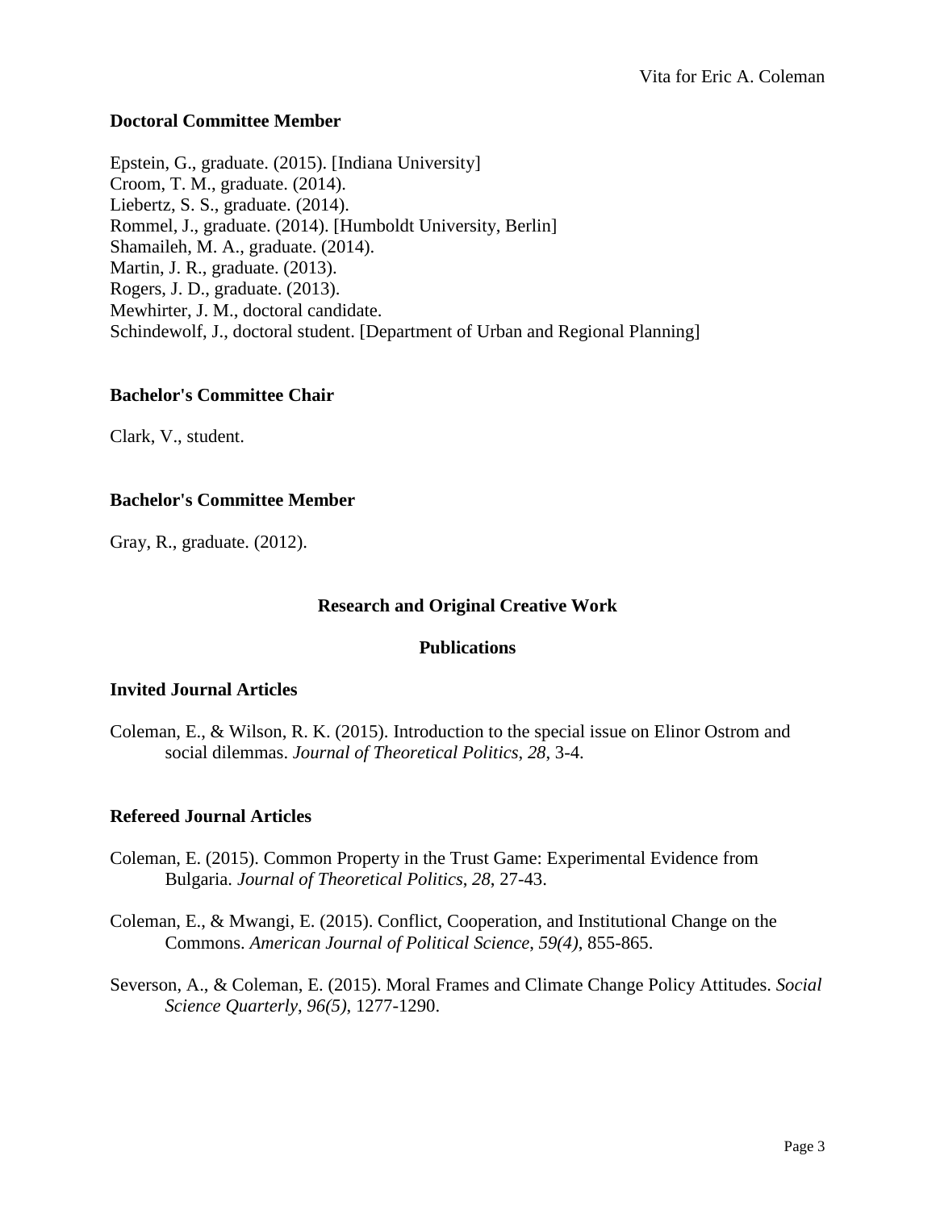### Doctoral Committee Member

Epstein, G., graduate. (2015). [Indiana University]
Croom, T. M., graduate. (2014).
Liebertz, S. S., graduate. (2014).
Rommel, J., graduate. (2014). [Humboldt University, Berlin]
Shamaileh, M. A., graduate. (2014).
Martin, J. R., graduate. (2013).
Rogers, J. D., graduate. (2013).
Mewhirter, J. M., doctoral candidate.
Schindewolf, J., doctoral student. [Department of Urban and Regional Planning]

### Bachelor's Committee Chair

Clark, V., student.

### Bachelor's Committee Member

Gray, R., graduate. (2012).

## Research and Original Creative Work

## Publications

### Invited Journal Articles

Coleman, E., & Wilson, R. K. (2015). Introduction to the special issue on Elinor Ostrom and social dilemmas. *Journal of Theoretical Politics*, *28*, 3-4.

### Refereed Journal Articles

Coleman, E. (2015). Common Property in the Trust Game: Experimental Evidence from Bulgaria. *Journal of Theoretical Politics*, *28*, 27-43.

Coleman, E., & Mwangi, E. (2015). Conflict, Cooperation, and Institutional Change on the Commons. *American Journal of Political Science*, *59(4)*, 855-865.

Severson, A., & Coleman, E. (2015). Moral Frames and Climate Change Policy Attitudes. *Social Science Quarterly*, *96(5)*, 1277-1290.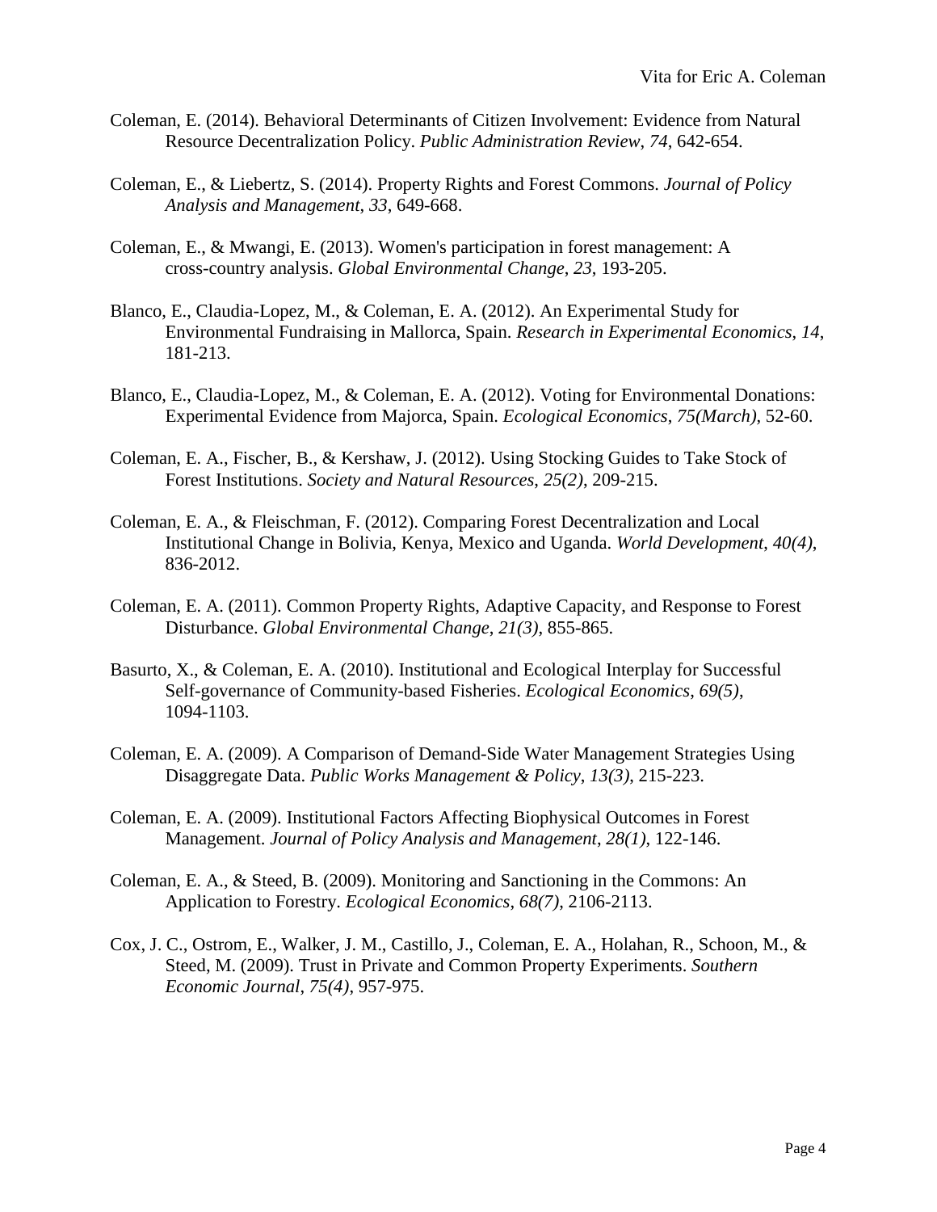Coleman, E. (2014). Behavioral Determinants of Citizen Involvement: Evidence from Natural Resource Decentralization Policy. *Public Administration Review*, *74*, 642-654.

Coleman, E., & Liebertz, S. (2014). Property Rights and Forest Commons. *Journal of Policy Analysis and Management*, *33*, 649-668.

Coleman, E., & Mwangi, E. (2013). Women's participation in forest management: A cross-country analysis. *Global Environmental Change*, *23*, 193-205.

Blanco, E., Claudia-Lopez, M., & Coleman, E. A. (2012). An Experimental Study for Environmental Fundraising in Mallorca, Spain. *Research in Experimental Economics*, *14*, 181-213.

Blanco, E., Claudia-Lopez, M., & Coleman, E. A. (2012). Voting for Environmental Donations: Experimental Evidence from Majorca, Spain. *Ecological Economics*, *75(March)*, 52-60.

Coleman, E. A., Fischer, B., & Kershaw, J. (2012). Using Stocking Guides to Take Stock of Forest Institutions. *Society and Natural Resources*, *25(2)*, 209-215.

Coleman, E. A., & Fleischman, F. (2012). Comparing Forest Decentralization and Local Institutional Change in Bolivia, Kenya, Mexico and Uganda. *World Development*, *40(4)*, 836-2012.

Coleman, E. A. (2011). Common Property Rights, Adaptive Capacity, and Response to Forest Disturbance. *Global Environmental Change*, *21(3)*, 855-865.

Basurto, X., & Coleman, E. A. (2010). Institutional and Ecological Interplay for Successful Self-governance of Community-based Fisheries. *Ecological Economics*, *69(5)*, 1094-1103.

Coleman, E. A. (2009). A Comparison of Demand-Side Water Management Strategies Using Disaggregate Data. *Public Works Management & Policy*, *13(3)*, 215-223.

Coleman, E. A. (2009). Institutional Factors Affecting Biophysical Outcomes in Forest Management. *Journal of Policy Analysis and Management*, *28(1)*, 122-146.

Coleman, E. A., & Steed, B. (2009). Monitoring and Sanctioning in the Commons: An Application to Forestry. *Ecological Economics*, *68(7)*, 2106-2113.

Cox, J. C., Ostrom, E., Walker, J. M., Castillo, J., Coleman, E. A., Holahan, R., Schoon, M., & Steed, M. (2009). Trust in Private and Common Property Experiments. *Southern Economic Journal*, *75(4)*, 957-975.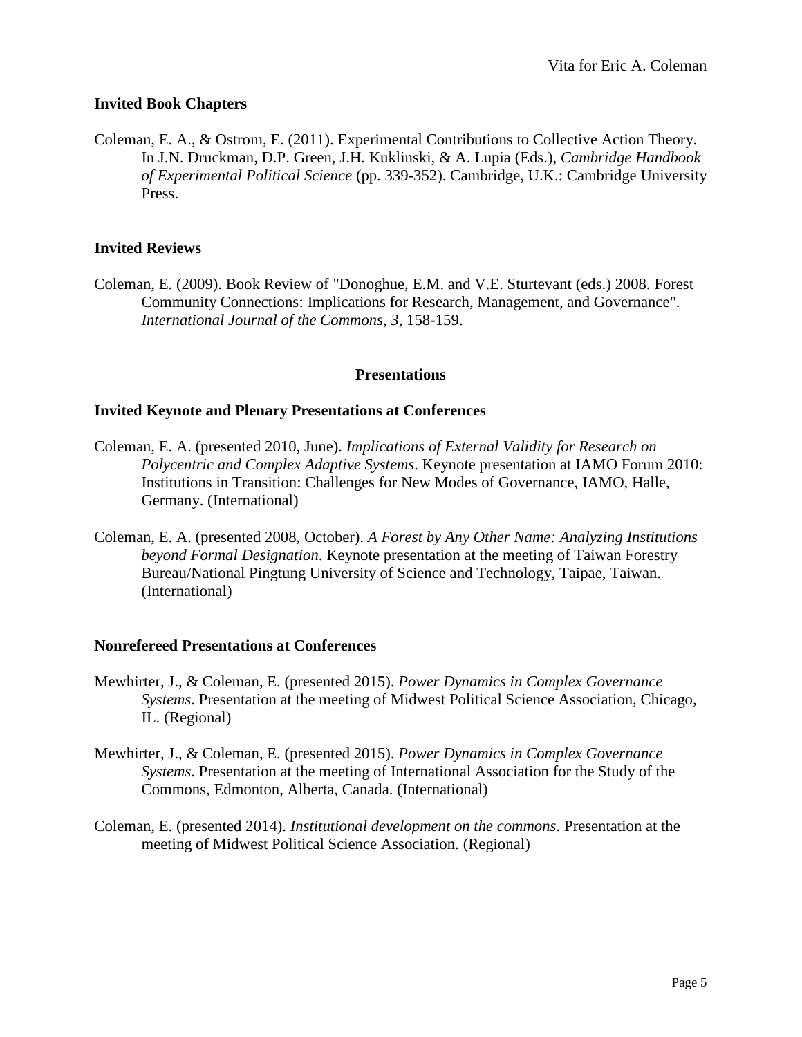### Invited Book Chapters

Coleman, E. A., & Ostrom, E. (2011). Experimental Contributions to Collective Action Theory. In J.N. Druckman, D.P. Green, J.H. Kuklinski, & A. Lupia (Eds.), *Cambridge Handbook of Experimental Political Science* (pp. 339-352). Cambridge, U.K.: Cambridge University Press.

### Invited Reviews

Coleman, E. (2009). Book Review of "Donoghue, E.M. and V.E. Sturtevant (eds.) 2008. Forest Community Connections: Implications for Research, Management, and Governance". *International Journal of the Commons*, *3*, 158-159.

## Presentations

### Invited Keynote and Plenary Presentations at Conferences

Coleman, E. A. (presented 2010, June). *Implications of External Validity for Research on Polycentric and Complex Adaptive Systems*. Keynote presentation at IAMO Forum 2010: Institutions in Transition: Challenges for New Modes of Governance, IAMO, Halle, Germany. (International)

Coleman, E. A. (presented 2008, October). *A Forest by Any Other Name: Analyzing Institutions beyond Formal Designation*. Keynote presentation at the meeting of Taiwan Forestry Bureau/National Pingtung University of Science and Technology, Taipae, Taiwan. (International)

### Nonrefereed Presentations at Conferences

Mewhirter, J., & Coleman, E. (presented 2015). *Power Dynamics in Complex Governance Systems*. Presentation at the meeting of Midwest Political Science Association, Chicago, IL. (Regional)

Mewhirter, J., & Coleman, E. (presented 2015). *Power Dynamics in Complex Governance Systems*. Presentation at the meeting of International Association for the Study of the Commons, Edmonton, Alberta, Canada. (International)

Coleman, E. (presented 2014). *Institutional development on the commons*. Presentation at the meeting of Midwest Political Science Association. (Regional)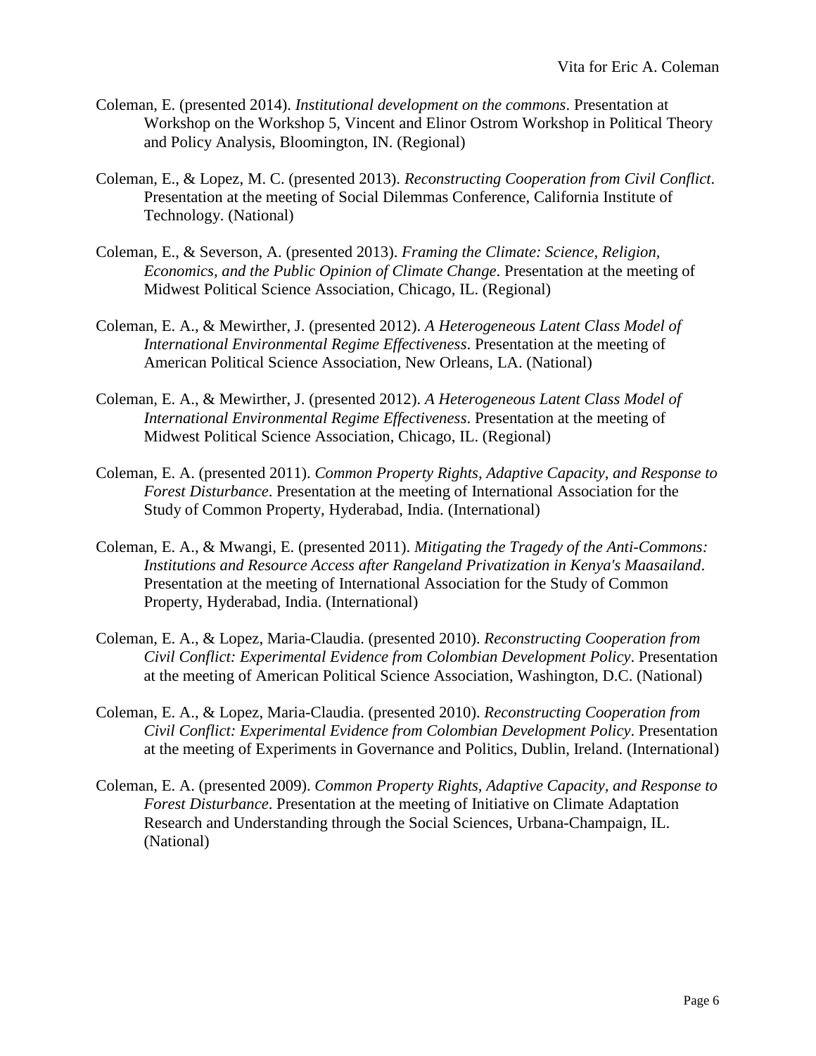Coleman, E. (presented 2014). *Institutional development on the commons*. Presentation at Workshop on the Workshop 5, Vincent and Elinor Ostrom Workshop in Political Theory and Policy Analysis, Bloomington, IN. (Regional)

Coleman, E., & Lopez, M. C. (presented 2013). *Reconstructing Cooperation from Civil Conflict*. Presentation at the meeting of Social Dilemmas Conference, California Institute of Technology. (National)

Coleman, E., & Severson, A. (presented 2013). *Framing the Climate: Science, Religion, Economics, and the Public Opinion of Climate Change*. Presentation at the meeting of Midwest Political Science Association, Chicago, IL. (Regional)

Coleman, E. A., & Mewirther, J. (presented 2012). *A Heterogeneous Latent Class Model of International Environmental Regime Effectiveness*. Presentation at the meeting of American Political Science Association, New Orleans, LA. (National)

Coleman, E. A., & Mewirther, J. (presented 2012). *A Heterogeneous Latent Class Model of International Environmental Regime Effectiveness*. Presentation at the meeting of Midwest Political Science Association, Chicago, IL. (Regional)

Coleman, E. A. (presented 2011). *Common Property Rights, Adaptive Capacity, and Response to Forest Disturbance*. Presentation at the meeting of International Association for the Study of Common Property, Hyderabad, India. (International)

Coleman, E. A., & Mwangi, E. (presented 2011). *Mitigating the Tragedy of the Anti-Commons: Institutions and Resource Access after Rangeland Privatization in Kenya's Maasailand*. Presentation at the meeting of International Association for the Study of Common Property, Hyderabad, India. (International)

Coleman, E. A., & Lopez, Maria-Claudia. (presented 2010). *Reconstructing Cooperation from Civil Conflict: Experimental Evidence from Colombian Development Policy*. Presentation at the meeting of American Political Science Association, Washington, D.C. (National)

Coleman, E. A., & Lopez, Maria-Claudia. (presented 2010). *Reconstructing Cooperation from Civil Conflict: Experimental Evidence from Colombian Development Policy*. Presentation at the meeting of Experiments in Governance and Politics, Dublin, Ireland. (International)

Coleman, E. A. (presented 2009). *Common Property Rights, Adaptive Capacity, and Response to Forest Disturbance*. Presentation at the meeting of Initiative on Climate Adaptation Research and Understanding through the Social Sciences, Urbana-Champaign, IL. (National)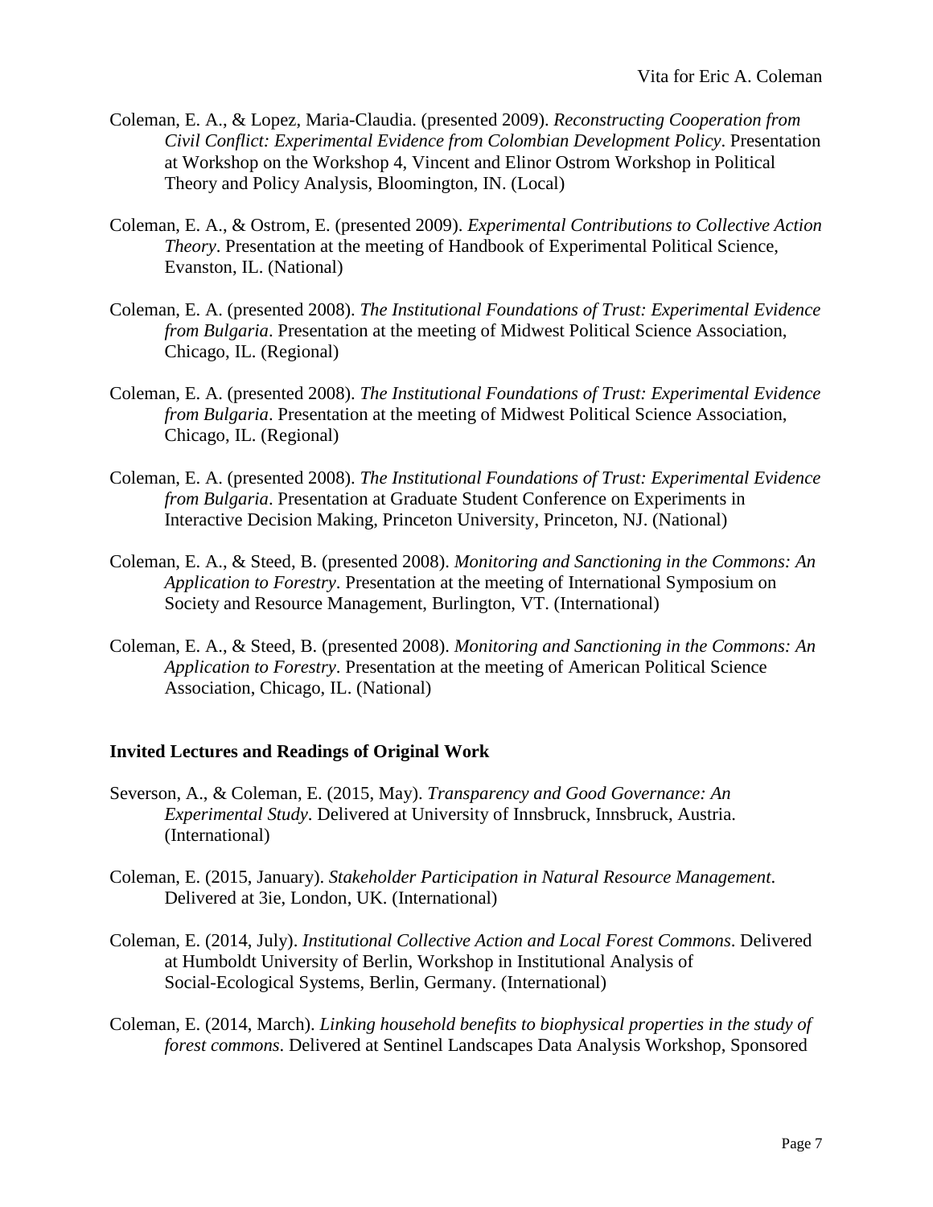Coleman, E. A., & Lopez, Maria-Claudia. (presented 2009). *Reconstructing Cooperation from Civil Conflict: Experimental Evidence from Colombian Development Policy*. Presentation at Workshop on the Workshop 4, Vincent and Elinor Ostrom Workshop in Political Theory and Policy Analysis, Bloomington, IN. (Local)

Coleman, E. A., & Ostrom, E. (presented 2009). *Experimental Contributions to Collective Action Theory*. Presentation at the meeting of Handbook of Experimental Political Science, Evanston, IL. (National)

Coleman, E. A. (presented 2008). *The Institutional Foundations of Trust: Experimental Evidence from Bulgaria*. Presentation at the meeting of Midwest Political Science Association, Chicago, IL. (Regional)

Coleman, E. A. (presented 2008). *The Institutional Foundations of Trust: Experimental Evidence from Bulgaria*. Presentation at the meeting of Midwest Political Science Association, Chicago, IL. (Regional)

Coleman, E. A. (presented 2008). *The Institutional Foundations of Trust: Experimental Evidence from Bulgaria*. Presentation at Graduate Student Conference on Experiments in Interactive Decision Making, Princeton University, Princeton, NJ. (National)

Coleman, E. A., & Steed, B. (presented 2008). *Monitoring and Sanctioning in the Commons: An Application to Forestry*. Presentation at the meeting of International Symposium on Society and Resource Management, Burlington, VT. (International)

Coleman, E. A., & Steed, B. (presented 2008). *Monitoring and Sanctioning in the Commons: An Application to Forestry*. Presentation at the meeting of American Political Science Association, Chicago, IL. (National)

### Invited Lectures and Readings of Original Work

Severson, A., & Coleman, E. (2015, May). *Transparency and Good Governance: An Experimental Study*. Delivered at University of Innsbruck, Innsbruck, Austria. (International)

Coleman, E. (2015, January). *Stakeholder Participation in Natural Resource Management*. Delivered at 3ie, London, UK. (International)

Coleman, E. (2014, July). *Institutional Collective Action and Local Forest Commons*. Delivered at Humboldt University of Berlin, Workshop in Institutional Analysis of Social-Ecological Systems, Berlin, Germany. (International)

Coleman, E. (2014, March). *Linking household benefits to biophysical properties in the study of forest commons*. Delivered at Sentinel Landscapes Data Analysis Workshop, Sponsored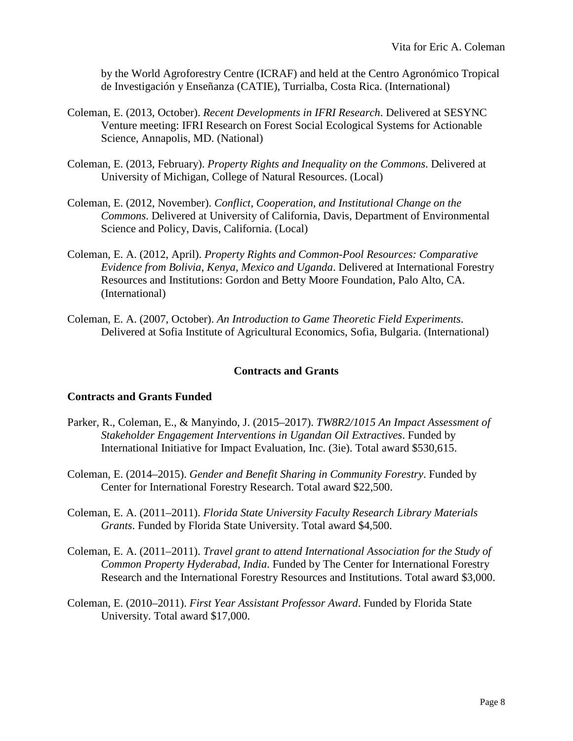by the World Agroforestry Centre (ICRAF) and held at the Centro Agronómico Tropical de Investigación y Enseñanza (CATIE), Turrialba, Costa Rica. (International)

Coleman, E. (2013, October). *Recent Developments in IFRI Research*. Delivered at SESYNC Venture meeting: IFRI Research on Forest Social Ecological Systems for Actionable Science, Annapolis, MD. (National)

Coleman, E. (2013, February). *Property Rights and Inequality on the Commons*. Delivered at University of Michigan, College of Natural Resources. (Local)

Coleman, E. (2012, November). *Conflict, Cooperation, and Institutional Change on the Commons*. Delivered at University of California, Davis, Department of Environmental Science and Policy, Davis, California. (Local)

Coleman, E. A. (2012, April). *Property Rights and Common-Pool Resources: Comparative Evidence from Bolivia, Kenya, Mexico and Uganda*. Delivered at International Forestry Resources and Institutions: Gordon and Betty Moore Foundation, Palo Alto, CA. (International)

Coleman, E. A. (2007, October). *An Introduction to Game Theoretic Field Experiments*. Delivered at Sofia Institute of Agricultural Economics, Sofia, Bulgaria. (International)

## Contracts and Grants

### Contracts and Grants Funded

Parker, R., Coleman, E., & Manyindo, J. (2015–2017). *TW8R2/1015 An Impact Assessment of Stakeholder Engagement Interventions in Ugandan Oil Extractives*. Funded by International Initiative for Impact Evaluation, Inc. (3ie). Total award $530,615.

Coleman, E. (2014–2015). *Gender and Benefit Sharing in Community Forestry*. Funded by Center for International Forestry Research. Total award $22,500.

Coleman, E. A. (2011–2011). *Florida State University Faculty Research Library Materials Grants*. Funded by Florida State University. Total award $4,500.

Coleman, E. A. (2011–2011). *Travel grant to attend International Association for the Study of Common Property Hyderabad, India*. Funded by The Center for International Forestry Research and the International Forestry Resources and Institutions. Total award $3,000.

Coleman, E. (2010–2011). *First Year Assistant Professor Award*. Funded by Florida State University. Total award $17,000.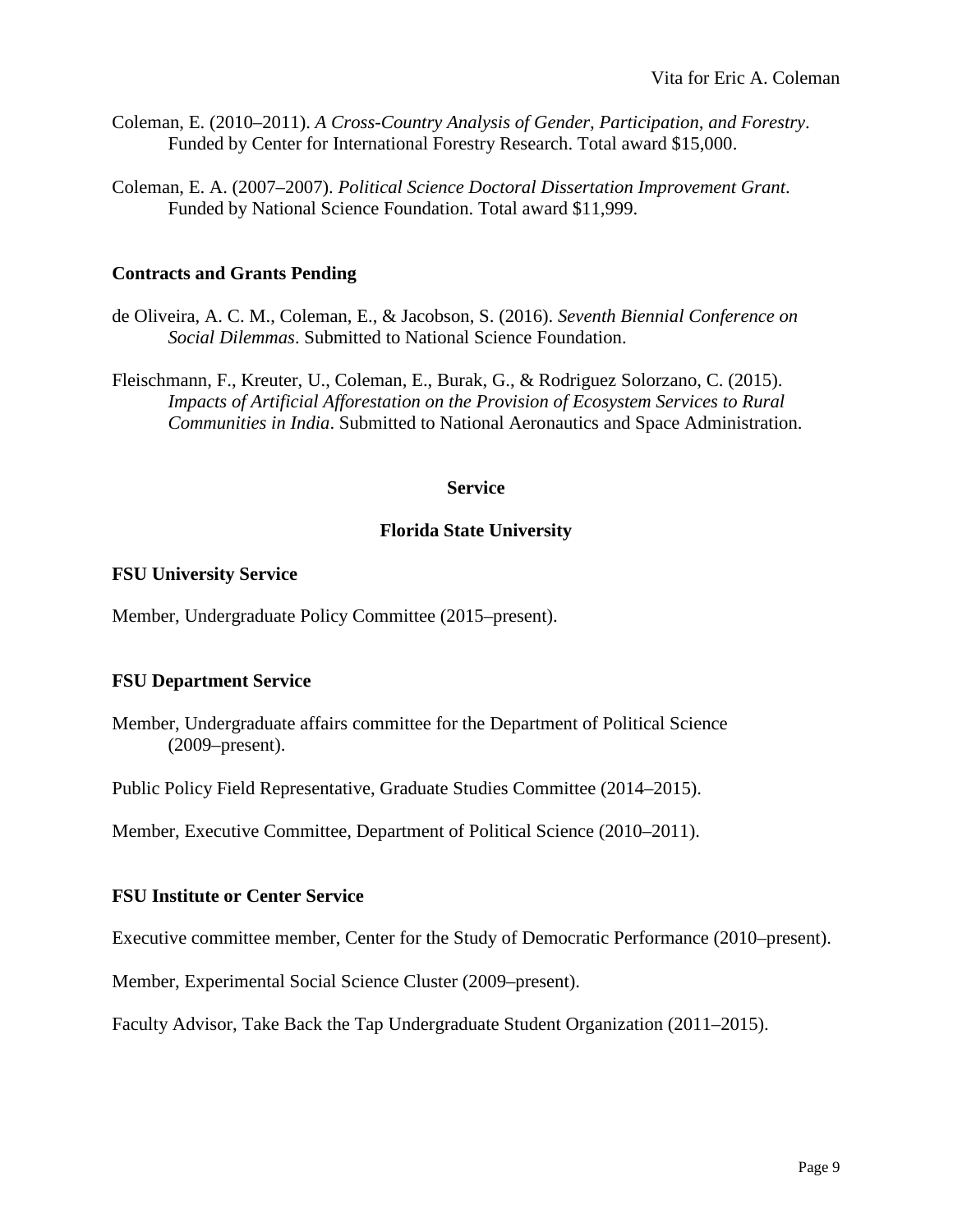Coleman, E. (2010–2011). *A Cross-Country Analysis of Gender, Participation, and Forestry*. Funded by Center for International Forestry Research. Total award $15,000.

Coleman, E. A. (2007–2007). *Political Science Doctoral Dissertation Improvement Grant*. Funded by National Science Foundation. Total award $11,999.

**Contracts and Grants Pending**

de Oliveira, A. C. M., Coleman, E., & Jacobson, S. (2016). *Seventh Biennial Conference on Social Dilemmas*. Submitted to National Science Foundation.

Fleischmann, F., Kreuter, U., Coleman, E., Burak, G., & Rodriguez Solorzano, C. (2015). *Impacts of Artificial Afforestation on the Provision of Ecosystem Services to Rural Communities in India*. Submitted to National Aeronautics and Space Administration.

## Service

### Florida State University

**FSU University Service**

Member, Undergraduate Policy Committee (2015–present).

**FSU Department Service**

Member, Undergraduate affairs committee for the Department of Political Science (2009–present).

Public Policy Field Representative, Graduate Studies Committee (2014–2015).

Member, Executive Committee, Department of Political Science (2010–2011).

**FSU Institute or Center Service**

Executive committee member, Center for the Study of Democratic Performance (2010–present).

Member, Experimental Social Science Cluster (2009–present).

Faculty Advisor, Take Back the Tap Undergraduate Student Organization (2011–2015).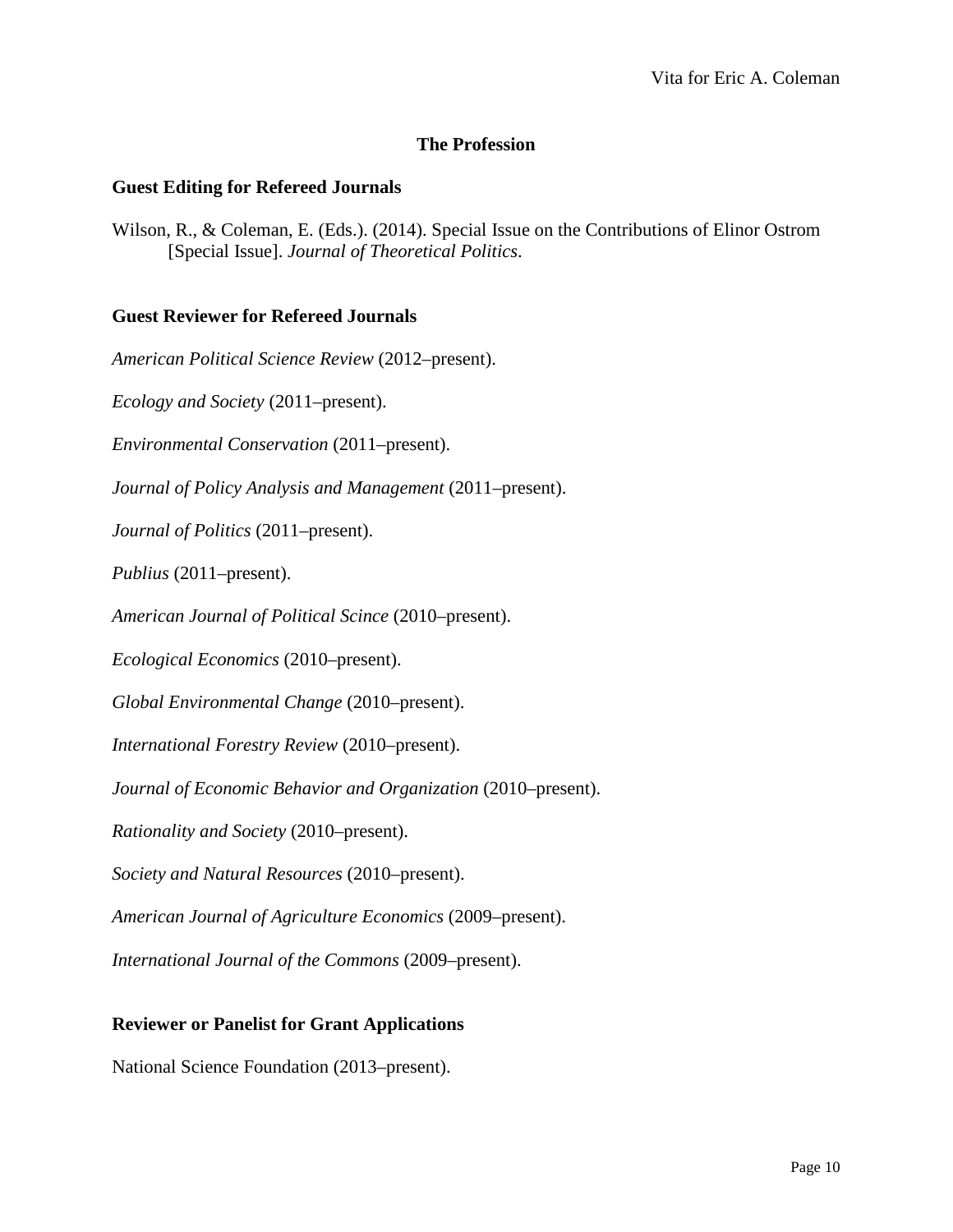## The Profession

### Guest Editing for Refereed Journals

Wilson, R., & Coleman, E. (Eds.). (2014). Special Issue on the Contributions of Elinor Ostrom [Special Issue]. *Journal of Theoretical Politics*.

### Guest Reviewer for Refereed Journals

*American Political Science Review* (2012–present).

*Ecology and Society* (2011–present).

*Environmental Conservation* (2011–present).

*Journal of Policy Analysis and Management* (2011–present).

*Journal of Politics* (2011–present).

*Publius* (2011–present).

*American Journal of Political Scince* (2010–present).

*Ecological Economics* (2010–present).

*Global Environmental Change* (2010–present).

*International Forestry Review* (2010–present).

*Journal of Economic Behavior and Organization* (2010–present).

*Rationality and Society* (2010–present).

*Society and Natural Resources* (2010–present).

*American Journal of Agriculture Economics* (2009–present).

*International Journal of the Commons* (2009–present).

### Reviewer or Panelist for Grant Applications

National Science Foundation (2013–present).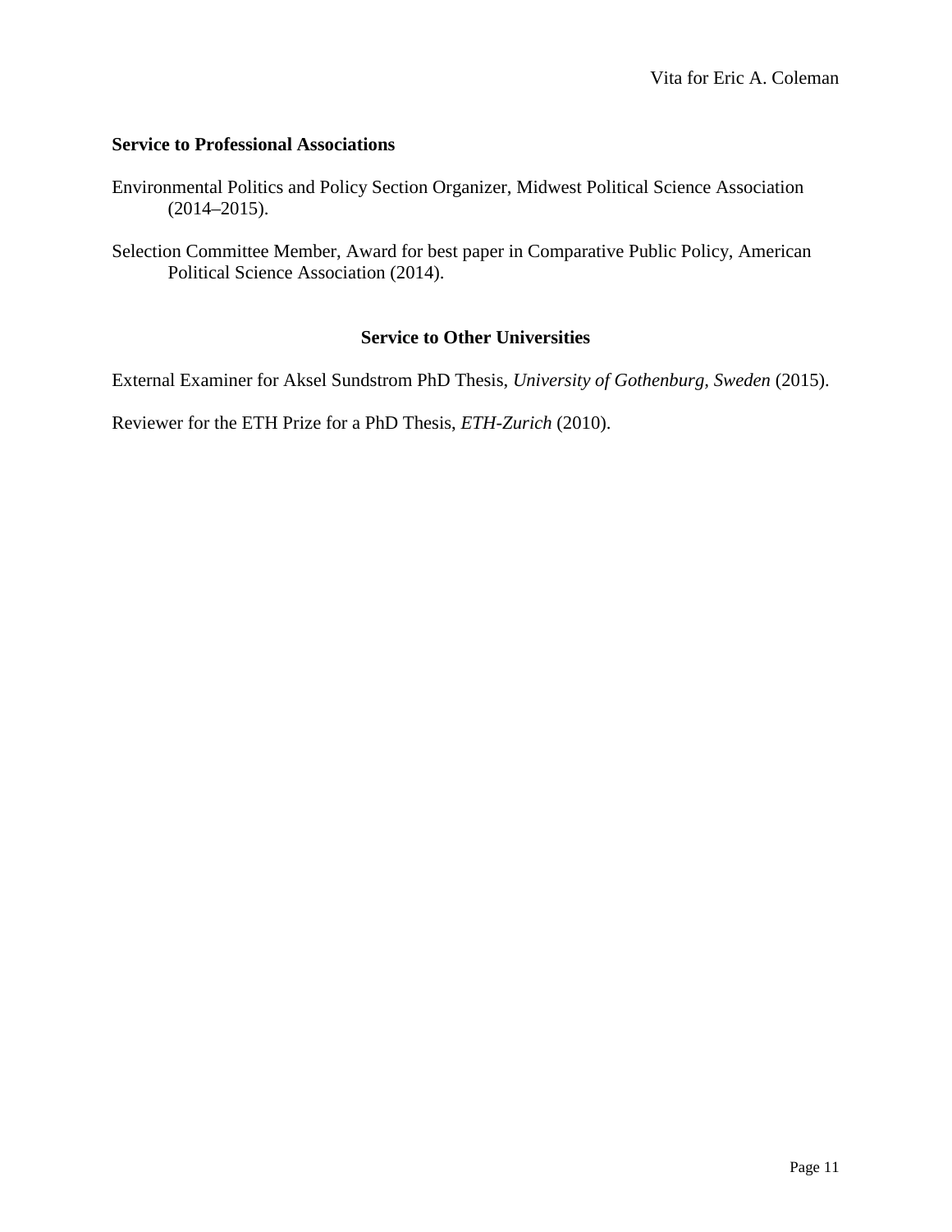**Service to Professional Associations**

Environmental Politics and Policy Section Organizer, Midwest Political Science Association (2014–2015).

Selection Committee Member, Award for best paper in Comparative Public Policy, American Political Science Association (2014).

## Service to Other Universities

External Examiner for Aksel Sundstrom PhD Thesis, *University of Gothenburg, Sweden* (2015).

Reviewer for the ETH Prize for a PhD Thesis, *ETH-Zurich* (2010).